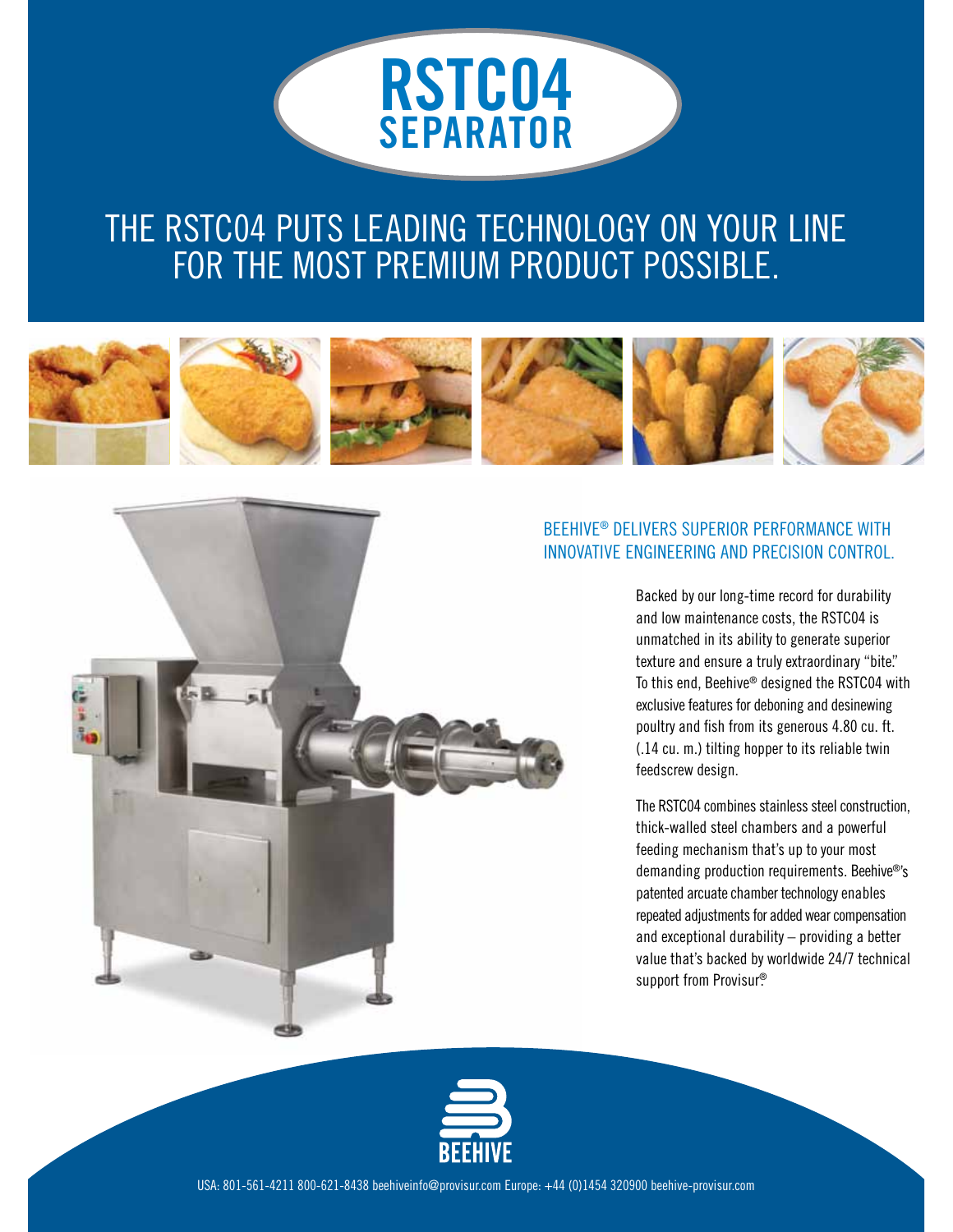# RSTC04 SEPARATOR

## THE RSTC04 PUTS LEADING TECHNOLOGY ON YOUR LINE FOR THE MOST PREMIUM PRODUCT POSSIBLE.

### BEEHIVE® DELIVERS SUPERIOR PERFORMANCE WITH INNOVATIVE ENGINEERING AND PRECISION CONTROL.

Backed by our long-time record for durability and low maintenance costs, the RSTC04 is unmatched in its ability to generate superior texture and ensure a truly extraordinary "bite." To this end, Beehive® designed the RSTC04 with exclusive features for deboning and desinewing poultry and fish from its generous 4.80 cu. ft. (.14 cu. m.) tilting hopper to its reliable twin feedscrew design.

The RSTC04 combines stainless steel construction, thick-walled steel chambers and a powerful feeding mechanism that's up to your most demanding production requirements. Beehive®'s patented arcuate chamber technology enables repeated adjustments for added wear compensation and exceptional durability – providing a better value that's backed by worldwide 24/7 technical support from Provisur®.

BEEHIVE

USA: 801-561-4211 800-621-8438 beehiveinfo@provisur.com Europe: +44 (0)1454 320900 beehive-provisur.com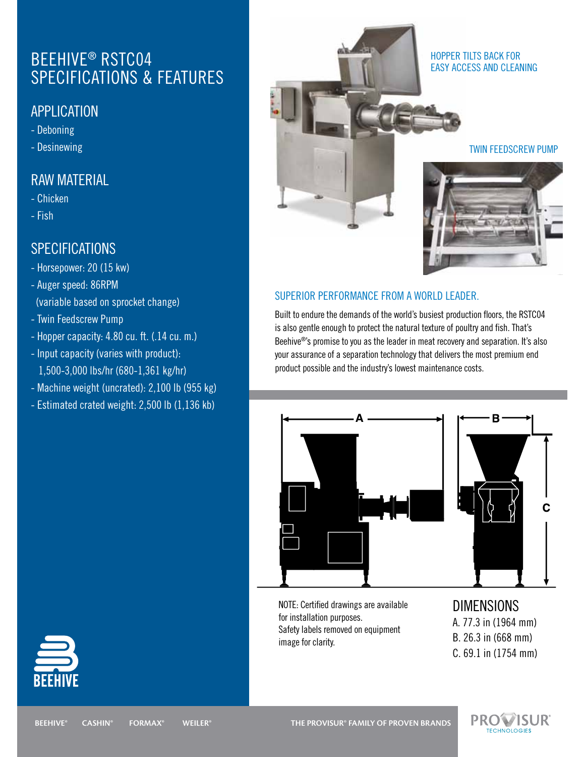# BEEHIVE® RSTC04 SPECIFICATIONS & FEATURES

## APPLICATION

- Deboning
- Desinewing

## RAW MATERIAL

- Chicken
- Fish

## SPECIFICATIONS

- Horsepower: 20 (15 kw)
- Auger speed: 86RPM (variable based on sprocket change)
- Twin Feedscrew Pump
- Hopper capacity: 4.80 cu. ft. (.14 cu. m.)
- Input capacity (varies with product): 1,500-3,000 lbs/hr (680-1,361 kg/hr)
- Machine weight (uncrated): 2,100 lb (955 kg)
- Estimated crated weight: 2,500 lb (1,136 kb)

HOPPER TILTS BACK FOR EASY ACCESS AND CLEANING

TWIN FEEDSCREW PUMP

## SUPERIOR PERFORMANCE FROM A WORLD LEADER.

Built to endure the demands of the world's busiest production floors, the RSTC04 is also gentle enough to protect the natural texture of poultry and fish. That's Beehive®'s promise to you as the leader in meat recovery and separation. It's also your assurance of a separation technology that delivers the most premium end product possible and the industry's lowest maintenance costs.

A

B

C

NOTE: Certified drawings are available for installation purposes.
Safety labels removed on equipment image for clarity.

## DIMENSIONS

A. 77.3 in (1964 mm)
B. 26.3 in (668 mm)
C. 69.1 in (1754 mm)

BEEHIVE

BEEHIVE® CASHIN® FORMAX® WEILER® THE PROVISUR® FAMILY OF PROVEN BRANDS

PROVISUR® TECHNOLOGIES